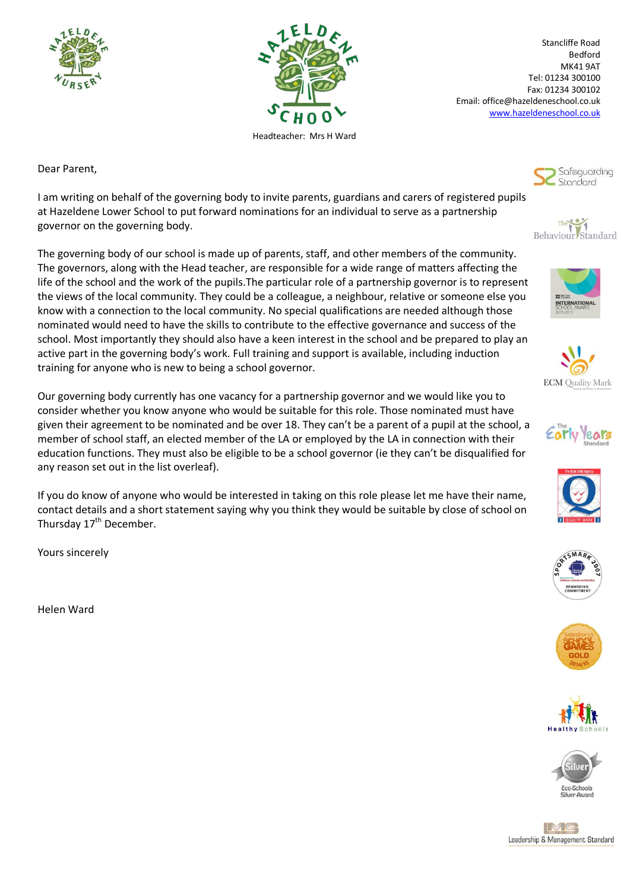Stancliffe Road
Bedford
MK41 9AT
Tel: 01234 300100
Fax: 01234 300102
Email: office@hazeldeneschool.co.uk
www.hazeldeneschool.co.uk

Headteacher: Mrs H Ward

Dear Parent,

I am writing on behalf of the governing body to invite parents, guardians and carers of registered pupils at Hazeldene Lower School to put forward nominations for an individual to serve as a partnership governor on the governing body.

The governing body of our school is made up of parents, staff, and other members of the community. The governors, along with the Head teacher, are responsible for a wide range of matters affecting the life of the school and the work of the pupils.The particular role of a partnership governor is to represent the views of the local community. They could be a colleague, a neighbour, relative or someone else you know with a connection to the local community. No special qualifications are needed although those nominated would need to have the skills to contribute to the effective governance and success of the school. Most importantly they should also have a keen interest in the school and be prepared to play an active part in the governing body's work. Full training and support is available, including induction training for anyone who is new to being a school governor.

Our governing body currently has one vacancy for a partnership governor and we would like you to consider whether you know anyone who would be suitable for this role. Those nominated must have given their agreement to be nominated and be over 18. They can't be a parent of a pupil at the school, a member of school staff, an elected member of the LA or employed by the LA in connection with their education functions. They must also be eligible to be a school governor (ie they can't be disqualified for any reason set out in the list overleaf).

If you do know of anyone who would be interested in taking on this role please let me have their name, contact details and a short statement saying why you think they would be suitable by close of school on Thursday 17th December.

Yours sincerely

Helen Ward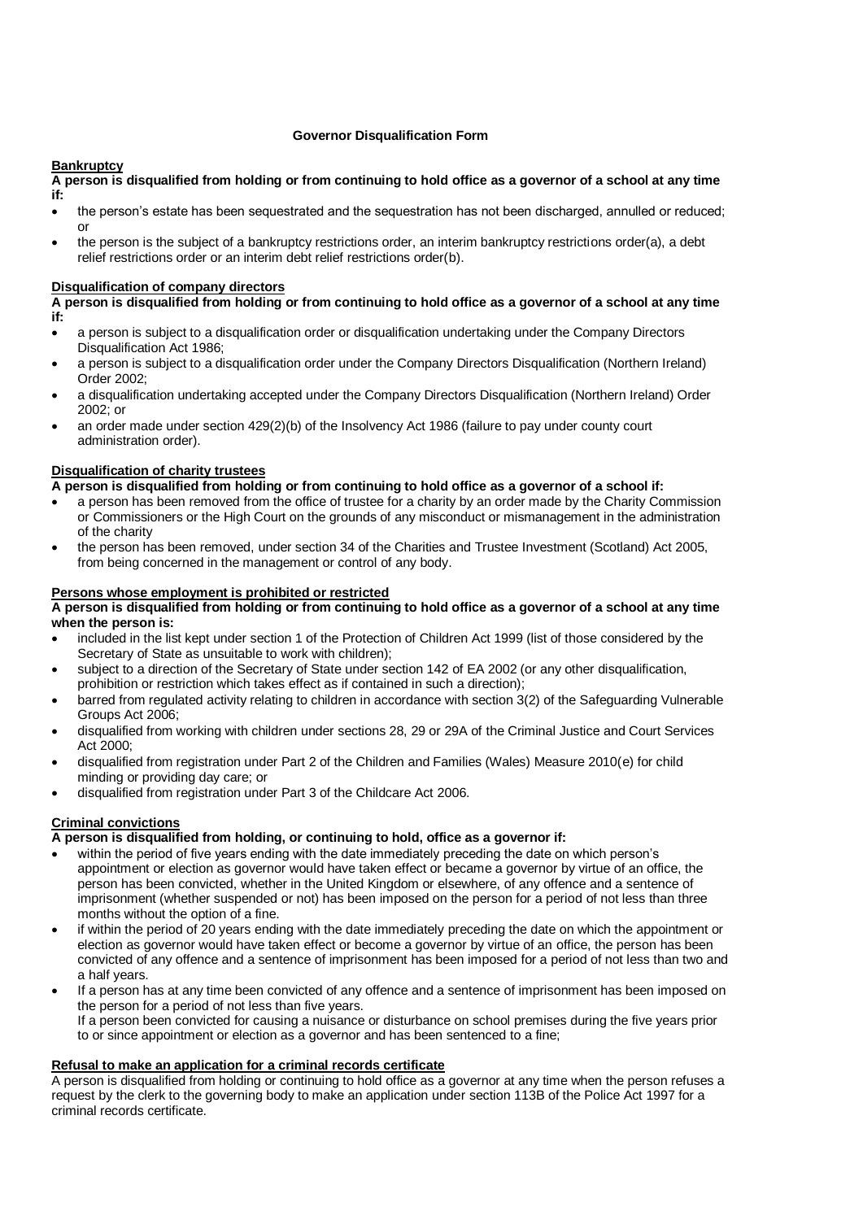**Governor Disqualification Form**

**Bankruptcy**

**A person is disqualified from holding or from continuing to hold office as a governor of a school at any time if:**

- the person's estate has been sequestrated and the sequestration has not been discharged, annulled or reduced; or
- the person is the subject of a bankruptcy restrictions order, an interim bankruptcy restrictions order(a), a debt relief restrictions order or an interim debt relief restrictions order(b).

**Disqualification of company directors**

**A person is disqualified from holding or from continuing to hold office as a governor of a school at any time if:**

- a person is subject to a disqualification order or disqualification undertaking under the Company Directors Disqualification Act 1986;
- a person is subject to a disqualification order under the Company Directors Disqualification (Northern Ireland) Order 2002;
- a disqualification undertaking accepted under the Company Directors Disqualification (Northern Ireland) Order 2002; or
- an order made under section 429(2)(b) of the Insolvency Act 1986 (failure to pay under county court administration order).

**Disqualification of charity trustees**

**A person is disqualified from holding or from continuing to hold office as a governor of a school if:**

- a person has been removed from the office of trustee for a charity by an order made by the Charity Commission or Commissioners or the High Court on the grounds of any misconduct or mismanagement in the administration of the charity
- the person has been removed, under section 34 of the Charities and Trustee Investment (Scotland) Act 2005, from being concerned in the management or control of any body.

**Persons whose employment is prohibited or restricted**

**A person is disqualified from holding or from continuing to hold office as a governor of a school at any time when the person is:**

- included in the list kept under section 1 of the Protection of Children Act 1999 (list of those considered by the Secretary of State as unsuitable to work with children);
- subject to a direction of the Secretary of State under section 142 of EA 2002 (or any other disqualification, prohibition or restriction which takes effect as if contained in such a direction);
- barred from regulated activity relating to children in accordance with section 3(2) of the Safeguarding Vulnerable Groups Act 2006;
- disqualified from working with children under sections 28, 29 or 29A of the Criminal Justice and Court Services Act 2000;
- disqualified from registration under Part 2 of the Children and Families (Wales) Measure 2010(e) for child minding or providing day care; or
- disqualified from registration under Part 3 of the Childcare Act 2006.

**Criminal convictions**

**A person is disqualified from holding, or continuing to hold, office as a governor if:**

- within the period of five years ending with the date immediately preceding the date on which person's appointment or election as governor would have taken effect or became a governor by virtue of an office, the person has been convicted, whether in the United Kingdom or elsewhere, of any offence and a sentence of imprisonment (whether suspended or not) has been imposed on the person for a period of not less than three months without the option of a fine.
- if within the period of 20 years ending with the date immediately preceding the date on which the appointment or election as governor would have taken effect or become a governor by virtue of an office, the person has been convicted of any offence and a sentence of imprisonment has been imposed for a period of not less than two and a half years.
- If a person has at any time been convicted of any offence and a sentence of imprisonment has been imposed on the person for a period of not less than five years.
  If a person been convicted for causing a nuisance or disturbance on school premises during the five years prior to or since appointment or election as a governor and has been sentenced to a fine;

**Refusal to make an application for a criminal records certificate**

A person is disqualified from holding or continuing to hold office as a governor at any time when the person refuses a request by the clerk to the governing body to make an application under section 113B of the Police Act 1997 for a criminal records certificate.